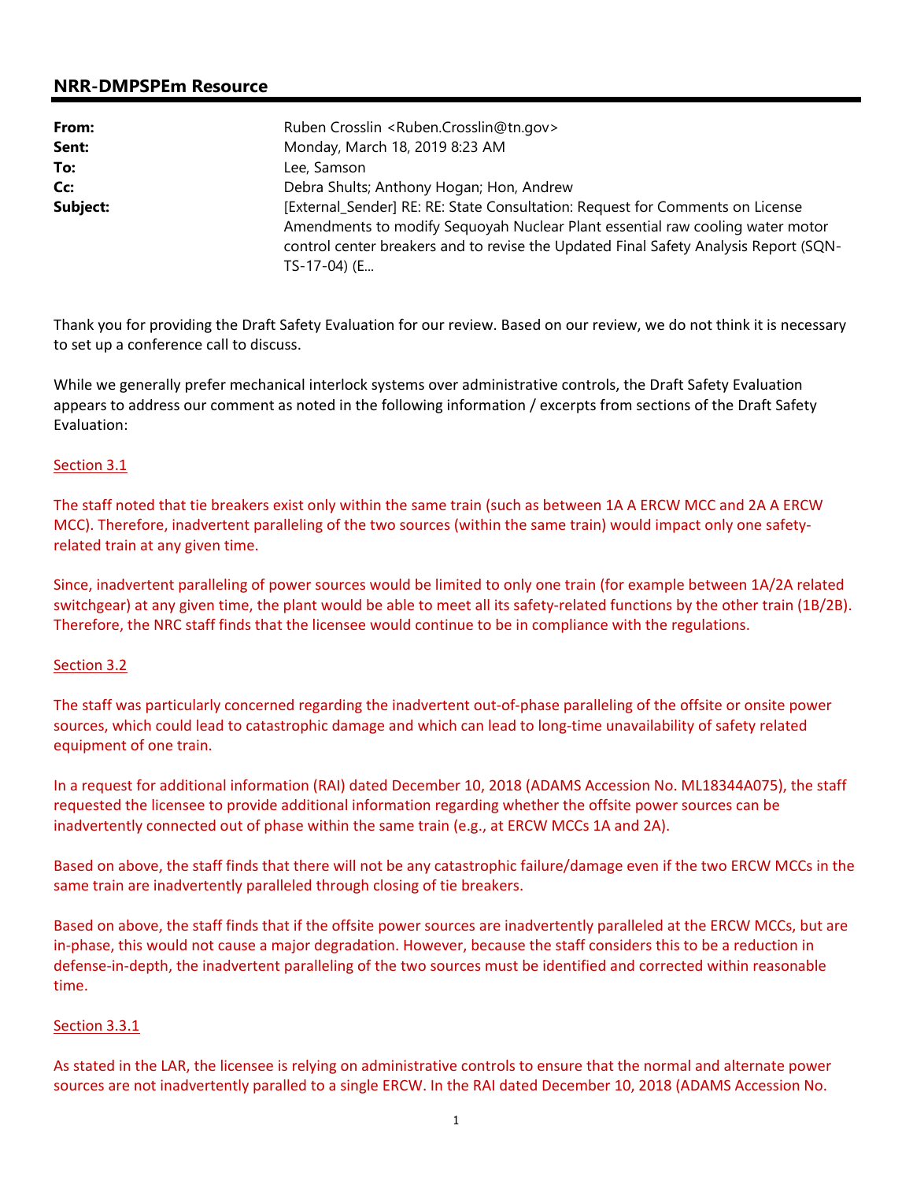## NRR-DMPSPEm Resource

| | |
|---|---|
| **From:** | Ruben Crosslin <Ruben.Crosslin@tn.gov> |
| **Sent:** | Monday, March 18, 2019 8:23 AM |
| **To:** | Lee, Samson |
| **Cc:** | Debra Shults; Anthony Hogan; Hon, Andrew |
| **Subject:** | [External_Sender] RE: RE: State Consultation: Request for Comments on License Amendments to modify Sequoyah Nuclear Plant essential raw cooling water motor control center breakers and to revise the Updated Final Safety Analysis Report (SQN-TS-17-04) (E... |

Thank you for providing the Draft Safety Evaluation for our review. Based on our review, we do not think it is necessary to set up a conference call to discuss.

While we generally prefer mechanical interlock systems over administrative controls, the Draft Safety Evaluation appears to address our comment as noted in the following information / excerpts from sections of the Draft Safety Evaluation:

Section 3.1

The staff noted that tie breakers exist only within the same train (such as between 1A A ERCW MCC and 2A A ERCW MCC). Therefore, inadvertent paralleling of the two sources (within the same train) would impact only one safety-related train at any given time.

Since, inadvertent paralleling of power sources would be limited to only one train (for example between 1A/2A related switchgear) at any given time, the plant would be able to meet all its safety-related functions by the other train (1B/2B). Therefore, the NRC staff finds that the licensee would continue to be in compliance with the regulations.

Section 3.2

The staff was particularly concerned regarding the inadvertent out-of-phase paralleling of the offsite or onsite power sources, which could lead to catastrophic damage and which can lead to long-time unavailability of safety related equipment of one train.

In a request for additional information (RAI) dated December 10, 2018 (ADAMS Accession No. ML18344A075), the staff requested the licensee to provide additional information regarding whether the offsite power sources can be inadvertently connected out of phase within the same train (e.g., at ERCW MCCs 1A and 2A).

Based on above, the staff finds that there will not be any catastrophic failure/damage even if the two ERCW MCCs in the same train are inadvertently paralleled through closing of tie breakers.

Based on above, the staff finds that if the offsite power sources are inadvertently paralleled at the ERCW MCCs, but are in-phase, this would not cause a major degradation. However, because the staff considers this to be a reduction in defense-in-depth, the inadvertent paralleling of the two sources must be identified and corrected within reasonable time.

Section 3.3.1

As stated in the LAR, the licensee is relying on administrative controls to ensure that the normal and alternate power sources are not inadvertently paralled to a single ERCW. In the RAI dated December 10, 2018 (ADAMS Accession No.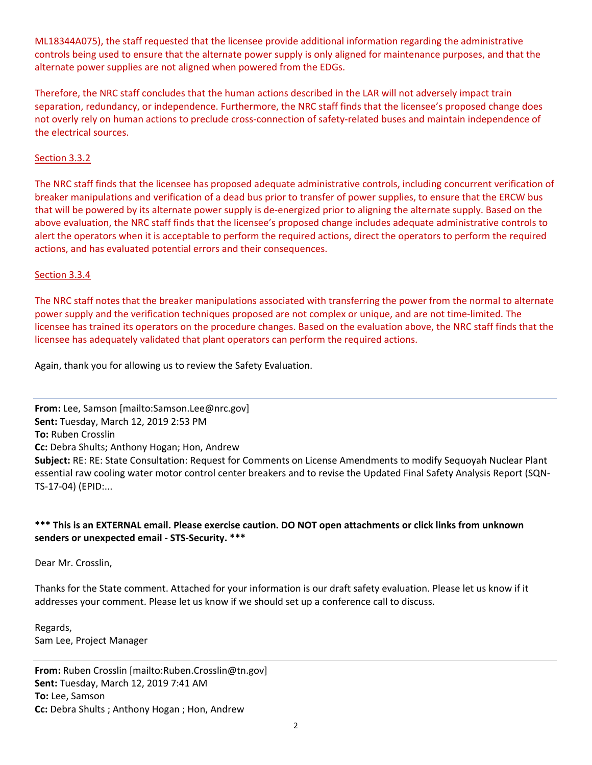ML18344A075), the staff requested that the licensee provide additional information regarding the administrative controls being used to ensure that the alternate power supply is only aligned for maintenance purposes, and that the alternate power supplies are not aligned when powered from the EDGs.

Therefore, the NRC staff concludes that the human actions described in the LAR will not adversely impact train separation, redundancy, or independence. Furthermore, the NRC staff finds that the licensee's proposed change does not overly rely on human actions to preclude cross-connection of safety-related buses and maintain independence of the electrical sources.

<u>Section 3.3.2</u>

The NRC staff finds that the licensee has proposed adequate administrative controls, including concurrent verification of breaker manipulations and verification of a dead bus prior to transfer of power supplies, to ensure that the ERCW bus that will be powered by its alternate power supply is de-energized prior to aligning the alternate supply. Based on the above evaluation, the NRC staff finds that the licensee's proposed change includes adequate administrative controls to alert the operators when it is acceptable to perform the required actions, direct the operators to perform the required actions, and has evaluated potential errors and their consequences.

<u>Section 3.3.4</u>

The NRC staff notes that the breaker manipulations associated with transferring the power from the normal to alternate power supply and the verification techniques proposed are not complex or unique, and are not time-limited. The licensee has trained its operators on the procedure changes. Based on the evaluation above, the NRC staff finds that the licensee has adequately validated that plant operators can perform the required actions.

Again, thank you for allowing us to review the Safety Evaluation.

---

**From:** Lee, Samson [mailto:Samson.Lee@nrc.gov]
**Sent:** Tuesday, March 12, 2019 2:53 PM
**To:** Ruben Crosslin
**Cc:** Debra Shults; Anthony Hogan; Hon, Andrew
**Subject:** RE: RE: State Consultation: Request for Comments on License Amendments to modify Sequoyah Nuclear Plant essential raw cooling water motor control center breakers and to revise the Updated Final Safety Analysis Report (SQN-TS-17-04) (EPID:...

**\*\*\* This is an EXTERNAL email. Please exercise caution. DO NOT open attachments or click links from unknown senders or unexpected email - STS-Security. \*\*\***

Dear Mr. Crosslin,

Thanks for the State comment. Attached for your information is our draft safety evaluation. Please let us know if it addresses your comment. Please let us know if we should set up a conference call to discuss.

Regards,
Sam Lee, Project Manager

---

**From:** Ruben Crosslin [mailto:Ruben.Crosslin@tn.gov]
**Sent:** Tuesday, March 12, 2019 7:41 AM
**To:** Lee, Samson
**Cc:** Debra Shults ; Anthony Hogan ; Hon, Andrew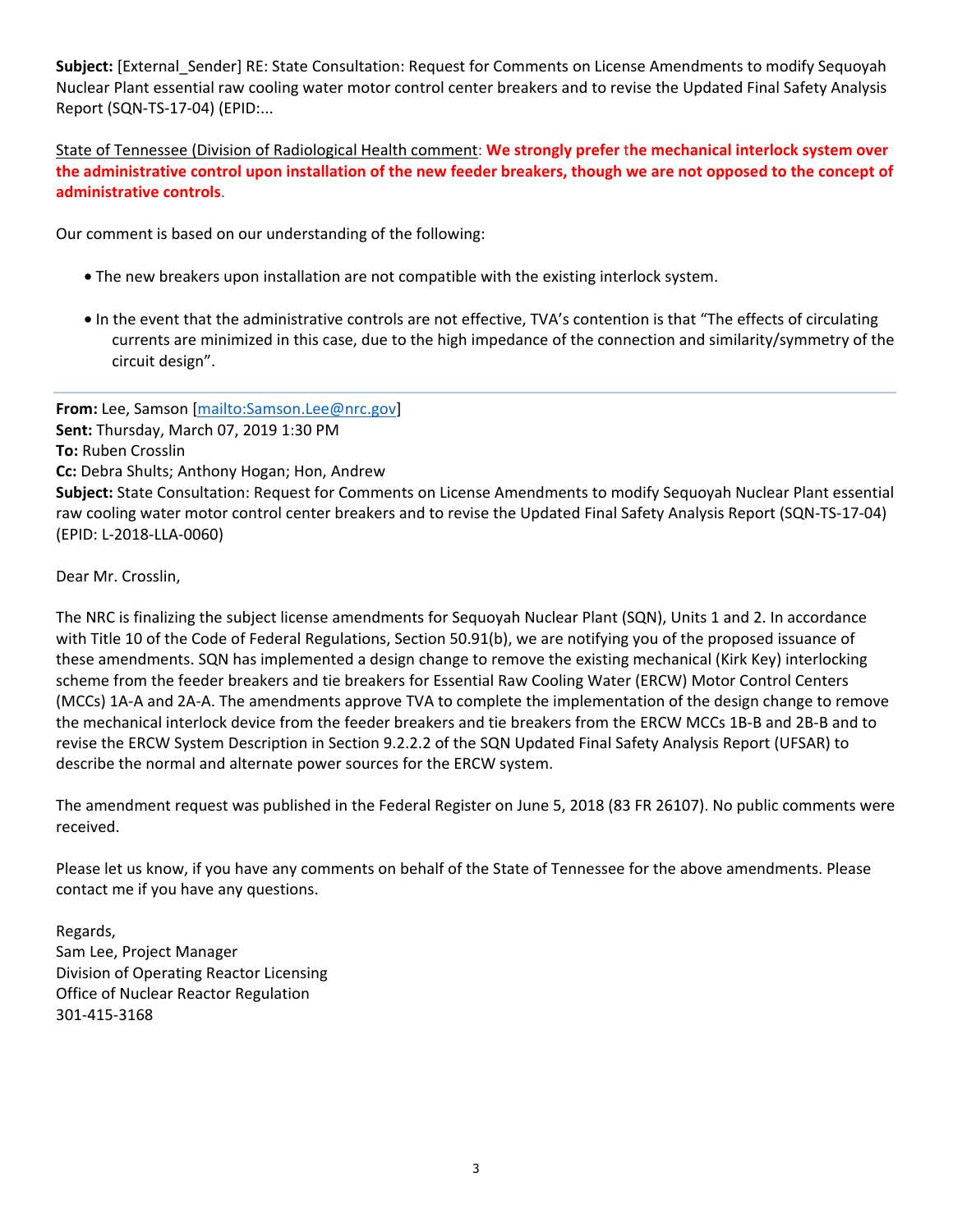**Subject:** [External_Sender] RE: State Consultation: Request for Comments on License Amendments to modify Sequoyah Nuclear Plant essential raw cooling water motor control center breakers and to revise the Updated Final Safety Analysis Report (SQN-TS-17-04) (EPID:...

State of Tennessee (Division of Radiological Health comment: **We strongly prefer the mechanical interlock system over the administrative control upon installation of the new feeder breakers, though we are not opposed to the concept of administrative controls**.

Our comment is based on our understanding of the following:

- The new breakers upon installation are not compatible with the existing interlock system.
- In the event that the administrative controls are not effective, TVA's contention is that "The effects of circulating currents are minimized in this case, due to the high impedance of the connection and similarity/symmetry of the circuit design".

---

**From:** Lee, Samson [mailto:Samson.Lee@nrc.gov]
**Sent:** Thursday, March 07, 2019 1:30 PM
**To:** Ruben Crosslin
**Cc:** Debra Shults; Anthony Hogan; Hon, Andrew
**Subject:** State Consultation: Request for Comments on License Amendments to modify Sequoyah Nuclear Plant essential raw cooling water motor control center breakers and to revise the Updated Final Safety Analysis Report (SQN-TS-17-04) (EPID: L-2018-LLA-0060)

Dear Mr. Crosslin,

The NRC is finalizing the subject license amendments for Sequoyah Nuclear Plant (SQN), Units 1 and 2. In accordance with Title 10 of the Code of Federal Regulations, Section 50.91(b), we are notifying you of the proposed issuance of these amendments. SQN has implemented a design change to remove the existing mechanical (Kirk Key) interlocking scheme from the feeder breakers and tie breakers for Essential Raw Cooling Water (ERCW) Motor Control Centers (MCCs) 1A-A and 2A-A. The amendments approve TVA to complete the implementation of the design change to remove the mechanical interlock device from the feeder breakers and tie breakers from the ERCW MCCs 1B-B and 2B-B and to revise the ERCW System Description in Section 9.2.2.2 of the SQN Updated Final Safety Analysis Report (UFSAR) to describe the normal and alternate power sources for the ERCW system.

The amendment request was published in the Federal Register on June 5, 2018 (83 FR 26107). No public comments were received.

Please let us know, if you have any comments on behalf of the State of Tennessee for the above amendments. Please contact me if you have any questions.

Regards,
Sam Lee, Project Manager
Division of Operating Reactor Licensing
Office of Nuclear Reactor Regulation
301-415-3168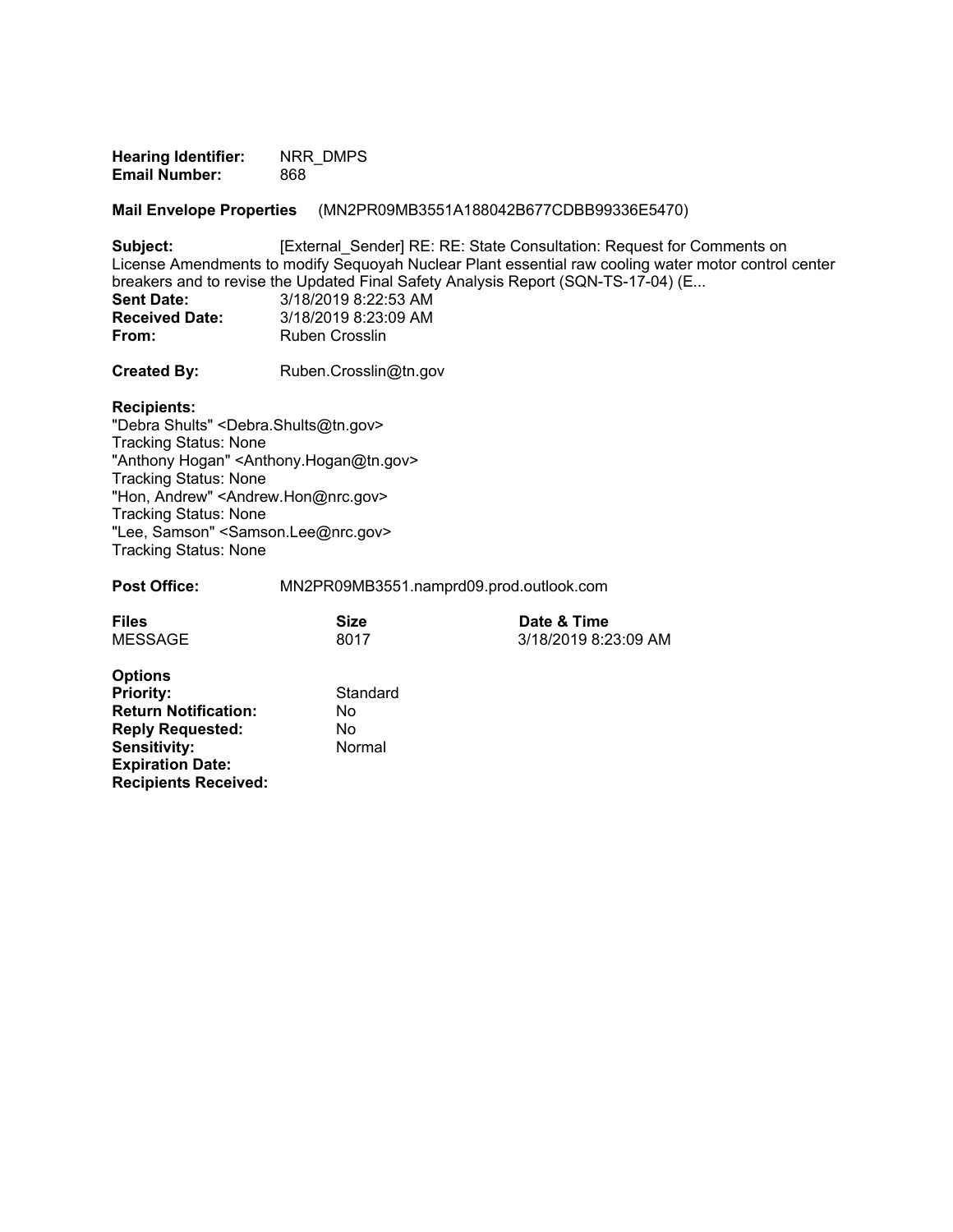**Hearing Identifier:** NRR_DMPS
**Email Number:** 868

**Mail Envelope Properties** (MN2PR09MB3551A188042B677CDBB99336E5470)

**Subject:** [External_Sender] RE: RE: State Consultation: Request for Comments on License Amendments to modify Sequoyah Nuclear Plant essential raw cooling water motor control center breakers and to revise the Updated Final Safety Analysis Report (SQN-TS-17-04) (E...
**Sent Date:** 3/18/2019 8:22:53 AM
**Received Date:** 3/18/2019 8:23:09 AM
**From:** Ruben Crosslin

**Created By:** Ruben.Crosslin@tn.gov

**Recipients:**
"Debra Shults" <Debra.Shults@tn.gov>
Tracking Status: None
"Anthony Hogan" <Anthony.Hogan@tn.gov>
Tracking Status: None
"Hon, Andrew" <Andrew.Hon@nrc.gov>
Tracking Status: None
"Lee, Samson" <Samson.Lee@nrc.gov>
Tracking Status: None

**Post Office:** MN2PR09MB3551.namprd09.prod.outlook.com

| **Files** | **Size** | **Date & Time** |
|---|---|---|
| MESSAGE | 8017 | 3/18/2019 8:23:09 AM |

**Options**
**Priority:** Standard
**Return Notification:** No
**Reply Requested:** No
**Sensitivity:** Normal
**Expiration Date:**
**Recipients Received:**